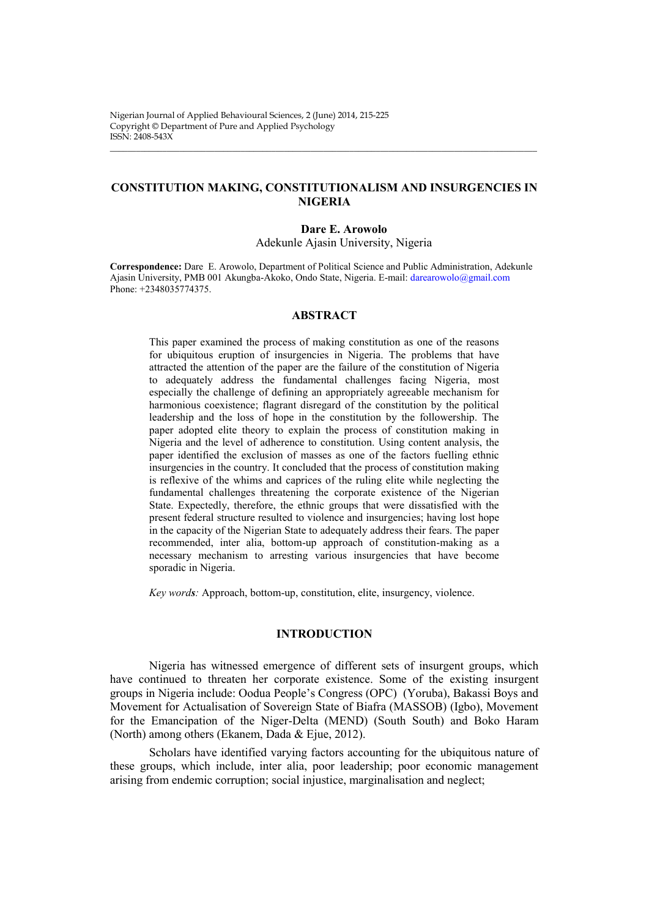# CONSTITUTION MAKING, CONSTITUTIONALISM AND INSURGENCIES IN NIGERIA

**Dare E. Arowolo**
Adekunle Ajasin University, Nigeria

**Correspondence:** Dare E. Arowolo, Department of Political Science and Public Administration, Adekunle Ajasin University, PMB 001 Akungba-Akoko, Ondo State, Nigeria. E-mail: darearowolo@gmail.com Phone: +2348035774375.

## ABSTRACT

This paper examined the process of making constitution as one of the reasons for ubiquitous eruption of insurgencies in Nigeria. The problems that have attracted the attention of the paper are the failure of the constitution of Nigeria to adequately address the fundamental challenges facing Nigeria, most especially the challenge of defining an appropriately agreeable mechanism for harmonious coexistence; flagrant disregard of the constitution by the political leadership and the loss of hope in the constitution by the followership. The paper adopted elite theory to explain the process of constitution making in Nigeria and the level of adherence to constitution. Using content analysis, the paper identified the exclusion of masses as one of the factors fuelling ethnic insurgencies in the country. It concluded that the process of constitution making is reflexive of the whims and caprices of the ruling elite while neglecting the fundamental challenges threatening the corporate existence of the Nigerian State. Expectedly, therefore, the ethnic groups that were dissatisfied with the present federal structure resulted to violence and insurgencies; having lost hope in the capacity of the Nigerian State to adequately address their fears. The paper recommended, inter alia, bottom-up approach of constitution-making as a necessary mechanism to arresting various insurgencies that have become sporadic in Nigeria.

*Key words:* Approach, bottom-up, constitution, elite, insurgency, violence.

## INTRODUCTION

Nigeria has witnessed emergence of different sets of insurgent groups, which have continued to threaten her corporate existence. Some of the existing insurgent groups in Nigeria include: Oodua People's Congress (OPC) (Yoruba), Bakassi Boys and Movement for Actualisation of Sovereign State of Biafra (MASSOB) (Igbo), Movement for the Emancipation of the Niger-Delta (MEND) (South South) and Boko Haram (North) among others (Ekanem, Dada & Ejue, 2012).

Scholars have identified varying factors accounting for the ubiquitous nature of these groups, which include, inter alia, poor leadership; poor economic management arising from endemic corruption; social injustice, marginalisation and neglect;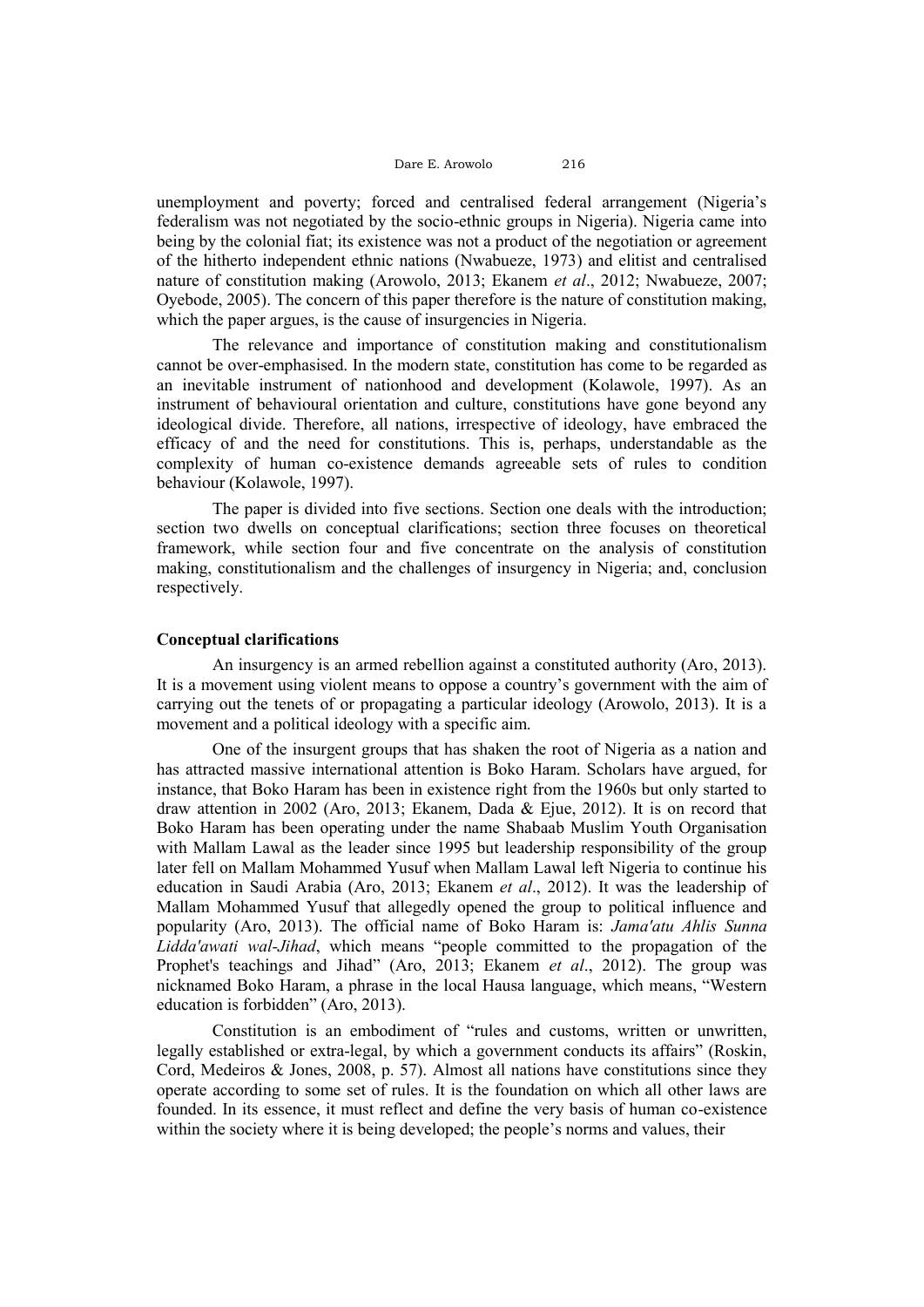unemployment and poverty; forced and centralised federal arrangement (Nigeria's federalism was not negotiated by the socio-ethnic groups in Nigeria). Nigeria came into being by the colonial fiat; its existence was not a product of the negotiation or agreement of the hitherto independent ethnic nations (Nwabueze, 1973) and elitist and centralised nature of constitution making (Arowolo, 2013; Ekanem *et al*., 2012; Nwabueze, 2007; Oyebode, 2005). The concern of this paper therefore is the nature of constitution making, which the paper argues, is the cause of insurgencies in Nigeria.

The relevance and importance of constitution making and constitutionalism cannot be over-emphasised. In the modern state, constitution has come to be regarded as an inevitable instrument of nationhood and development (Kolawole, 1997). As an instrument of behavioural orientation and culture, constitutions have gone beyond any ideological divide. Therefore, all nations, irrespective of ideology, have embraced the efficacy of and the need for constitutions. This is, perhaps, understandable as the complexity of human co-existence demands agreeable sets of rules to condition behaviour (Kolawole, 1997).

The paper is divided into five sections. Section one deals with the introduction; section two dwells on conceptual clarifications; section three focuses on theoretical framework, while section four and five concentrate on the analysis of constitution making, constitutionalism and the challenges of insurgency in Nigeria; and, conclusion respectively.

## Conceptual clarifications

An insurgency is an armed rebellion against a constituted authority (Aro, 2013). It is a movement using violent means to oppose a country's government with the aim of carrying out the tenets of or propagating a particular ideology (Arowolo, 2013). It is a movement and a political ideology with a specific aim.

One of the insurgent groups that has shaken the root of Nigeria as a nation and has attracted massive international attention is Boko Haram. Scholars have argued, for instance, that Boko Haram has been in existence right from the 1960s but only started to draw attention in 2002 (Aro, 2013; Ekanem, Dada & Ejue, 2012). It is on record that Boko Haram has been operating under the name Shabaab Muslim Youth Organisation with Mallam Lawal as the leader since 1995 but leadership responsibility of the group later fell on Mallam Mohammed Yusuf when Mallam Lawal left Nigeria to continue his education in Saudi Arabia (Aro, 2013; Ekanem *et al*., 2012). It was the leadership of Mallam Mohammed Yusuf that allegedly opened the group to political influence and popularity (Aro, 2013). The official name of Boko Haram is: *Jama'atu Ahlis Sunna Lidda'awati wal-Jihad*, which means "people committed to the propagation of the Prophet's teachings and Jihad" (Aro, 2013; Ekanem *et al*., 2012). The group was nicknamed Boko Haram, a phrase in the local Hausa language, which means, "Western education is forbidden" (Aro, 2013).

Constitution is an embodiment of "rules and customs, written or unwritten, legally established or extra-legal, by which a government conducts its affairs" (Roskin, Cord, Medeiros & Jones, 2008, p. 57). Almost all nations have constitutions since they operate according to some set of rules. It is the foundation on which all other laws are founded. In its essence, it must reflect and define the very basis of human co-existence within the society where it is being developed; the people's norms and values, their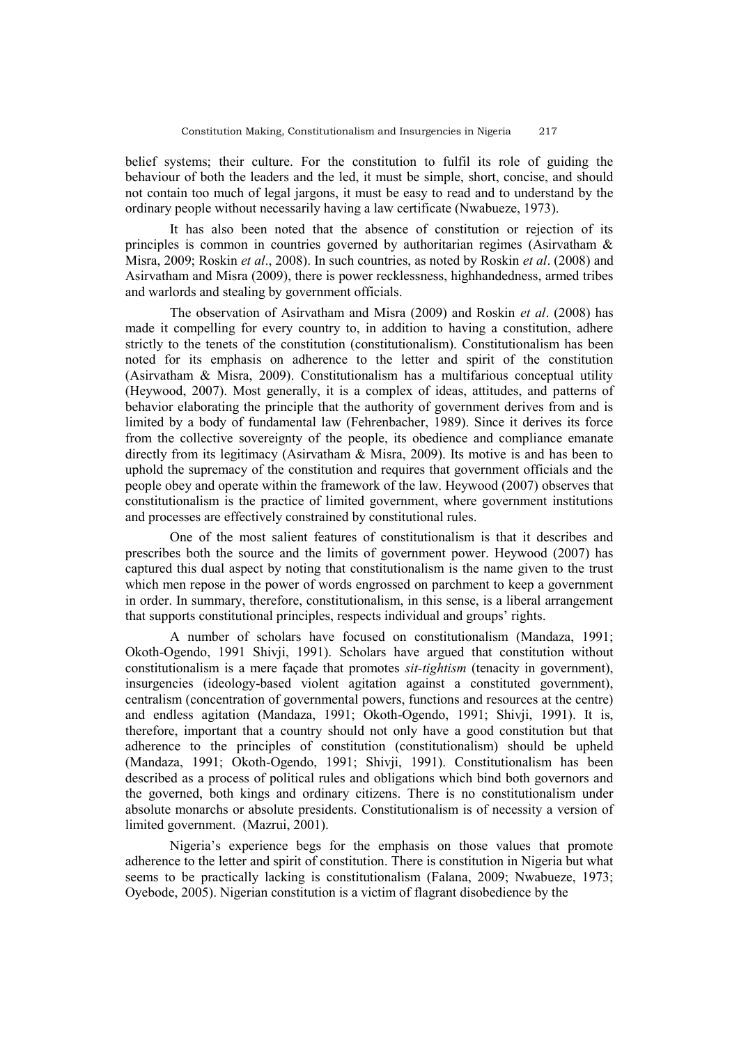belief systems; their culture. For the constitution to fulfil its role of guiding the behaviour of both the leaders and the led, it must be simple, short, concise, and should not contain too much of legal jargons, it must be easy to read and to understand by the ordinary people without necessarily having a law certificate (Nwabueze, 1973).

It has also been noted that the absence of constitution or rejection of its principles is common in countries governed by authoritarian regimes (Asirvatham & Misra, 2009; Roskin *et al*., 2008). In such countries, as noted by Roskin *et al*. (2008) and Asirvatham and Misra (2009), there is power recklessness, highhandedness, armed tribes and warlords and stealing by government officials.

The observation of Asirvatham and Misra (2009) and Roskin *et al*. (2008) has made it compelling for every country to, in addition to having a constitution, adhere strictly to the tenets of the constitution (constitutionalism). Constitutionalism has been noted for its emphasis on adherence to the letter and spirit of the constitution (Asirvatham & Misra, 2009). Constitutionalism has a multifarious conceptual utility (Heywood, 2007). Most generally, it is a complex of ideas, attitudes, and patterns of behavior elaborating the principle that the authority of government derives from and is limited by a body of fundamental law (Fehrenbacher, 1989). Since it derives its force from the collective sovereignty of the people, its obedience and compliance emanate directly from its legitimacy (Asirvatham & Misra, 2009). Its motive is and has been to uphold the supremacy of the constitution and requires that government officials and the people obey and operate within the framework of the law. Heywood (2007) observes that constitutionalism is the practice of limited government, where government institutions and processes are effectively constrained by constitutional rules.

One of the most salient features of constitutionalism is that it describes and prescribes both the source and the limits of government power. Heywood (2007) has captured this dual aspect by noting that constitutionalism is the name given to the trust which men repose in the power of words engrossed on parchment to keep a government in order. In summary, therefore, constitutionalism, in this sense, is a liberal arrangement that supports constitutional principles, respects individual and groups' rights.

A number of scholars have focused on constitutionalism (Mandaza, 1991; Okoth-Ogendo, 1991 Shivji, 1991). Scholars have argued that constitution without constitutionalism is a mere façade that promotes *sit-tightism* (tenacity in government), insurgencies (ideology-based violent agitation against a constituted government), centralism (concentration of governmental powers, functions and resources at the centre) and endless agitation (Mandaza, 1991; Okoth-Ogendo, 1991; Shivji, 1991). It is, therefore, important that a country should not only have a good constitution but that adherence to the principles of constitution (constitutionalism) should be upheld (Mandaza, 1991; Okoth-Ogendo, 1991; Shivji, 1991). Constitutionalism has been described as a process of political rules and obligations which bind both governors and the governed, both kings and ordinary citizens. There is no constitutionalism under absolute monarchs or absolute presidents. Constitutionalism is of necessity a version of limited government. (Mazrui, 2001).

Nigeria's experience begs for the emphasis on those values that promote adherence to the letter and spirit of constitution. There is constitution in Nigeria but what seems to be practically lacking is constitutionalism (Falana, 2009; Nwabueze, 1973; Oyebode, 2005). Nigerian constitution is a victim of flagrant disobedience by the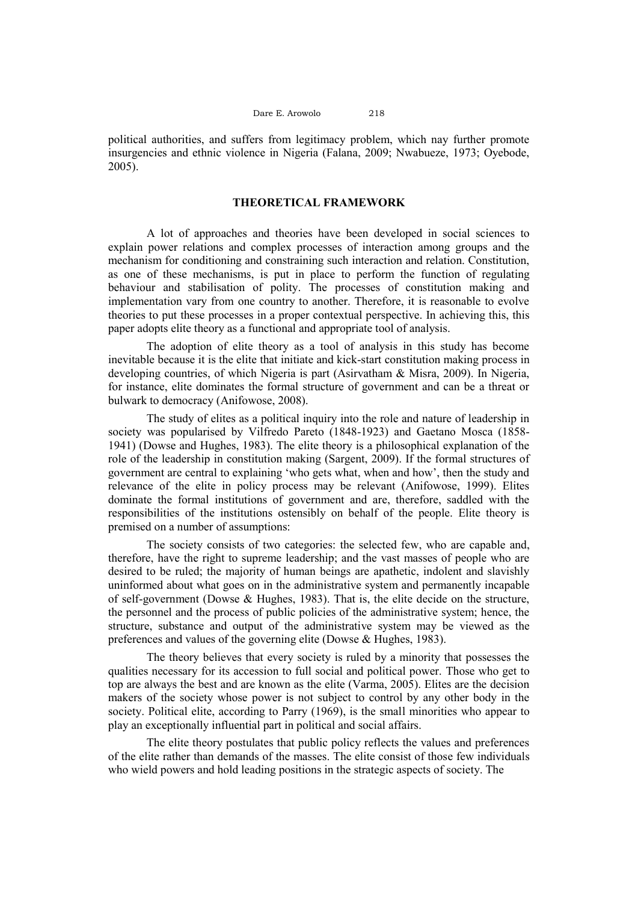political authorities, and suffers from legitimacy problem, which nay further promote insurgencies and ethnic violence in Nigeria (Falana, 2009; Nwabueze, 1973; Oyebode, 2005).

## THEORETICAL FRAMEWORK

A lot of approaches and theories have been developed in social sciences to explain power relations and complex processes of interaction among groups and the mechanism for conditioning and constraining such interaction and relation. Constitution, as one of these mechanisms, is put in place to perform the function of regulating behaviour and stabilisation of polity. The processes of constitution making and implementation vary from one country to another. Therefore, it is reasonable to evolve theories to put these processes in a proper contextual perspective. In achieving this, this paper adopts elite theory as a functional and appropriate tool of analysis.

The adoption of elite theory as a tool of analysis in this study has become inevitable because it is the elite that initiate and kick-start constitution making process in developing countries, of which Nigeria is part (Asirvatham & Misra, 2009). In Nigeria, for instance, elite dominates the formal structure of government and can be a threat or bulwark to democracy (Anifowose, 2008).

The study of elites as a political inquiry into the role and nature of leadership in society was popularised by Vilfredo Pareto (1848-1923) and Gaetano Mosca (1858-1941) (Dowse and Hughes, 1983). The elite theory is a philosophical explanation of the role of the leadership in constitution making (Sargent, 2009). If the formal structures of government are central to explaining 'who gets what, when and how', then the study and relevance of the elite in policy process may be relevant (Anifowose, 1999). Elites dominate the formal institutions of government and are, therefore, saddled with the responsibilities of the institutions ostensibly on behalf of the people. Elite theory is premised on a number of assumptions:

The society consists of two categories: the selected few, who are capable and, therefore, have the right to supreme leadership; and the vast masses of people who are desired to be ruled; the majority of human beings are apathetic, indolent and slavishly uninformed about what goes on in the administrative system and permanently incapable of self-government (Dowse & Hughes, 1983). That is, the elite decide on the structure, the personnel and the process of public policies of the administrative system; hence, the structure, substance and output of the administrative system may be viewed as the preferences and values of the governing elite (Dowse & Hughes, 1983).

The theory believes that every society is ruled by a minority that possesses the qualities necessary for its accession to full social and political power. Those who get to top are always the best and are known as the elite (Varma, 2005). Elites are the decision makers of the society whose power is not subject to control by any other body in the society. Political elite, according to Parry (1969), is the small minorities who appear to play an exceptionally influential part in political and social affairs.

The elite theory postulates that public policy reflects the values and preferences of the elite rather than demands of the masses. The elite consist of those few individuals who wield powers and hold leading positions in the strategic aspects of society. The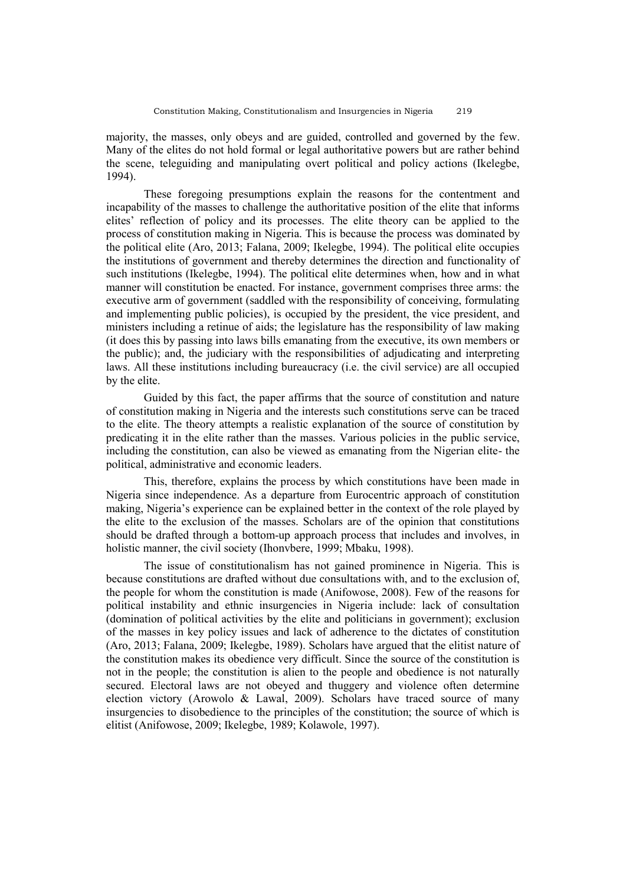majority, the masses, only obeys and are guided, controlled and governed by the few. Many of the elites do not hold formal or legal authoritative powers but are rather behind the scene, teleguiding and manipulating overt political and policy actions (Ikelegbe, 1994).

These foregoing presumptions explain the reasons for the contentment and incapability of the masses to challenge the authoritative position of the elite that informs elites' reflection of policy and its processes. The elite theory can be applied to the process of constitution making in Nigeria. This is because the process was dominated by the political elite (Aro, 2013; Falana, 2009; Ikelegbe, 1994). The political elite occupies the institutions of government and thereby determines the direction and functionality of such institutions (Ikelegbe, 1994). The political elite determines when, how and in what manner will constitution be enacted. For instance, government comprises three arms: the executive arm of government (saddled with the responsibility of conceiving, formulating and implementing public policies), is occupied by the president, the vice president, and ministers including a retinue of aids; the legislature has the responsibility of law making (it does this by passing into laws bills emanating from the executive, its own members or the public); and, the judiciary with the responsibilities of adjudicating and interpreting laws. All these institutions including bureaucracy (i.e. the civil service) are all occupied by the elite.

Guided by this fact, the paper affirms that the source of constitution and nature of constitution making in Nigeria and the interests such constitutions serve can be traced to the elite. The theory attempts a realistic explanation of the source of constitution by predicating it in the elite rather than the masses. Various policies in the public service, including the constitution, can also be viewed as emanating from the Nigerian elite- the political, administrative and economic leaders.

This, therefore, explains the process by which constitutions have been made in Nigeria since independence. As a departure from Eurocentric approach of constitution making, Nigeria's experience can be explained better in the context of the role played by the elite to the exclusion of the masses. Scholars are of the opinion that constitutions should be drafted through a bottom-up approach process that includes and involves, in holistic manner, the civil society (Ihonvbere, 1999; Mbaku, 1998).

The issue of constitutionalism has not gained prominence in Nigeria. This is because constitutions are drafted without due consultations with, and to the exclusion of, the people for whom the constitution is made (Anifowose, 2008). Few of the reasons for political instability and ethnic insurgencies in Nigeria include: lack of consultation (domination of political activities by the elite and politicians in government); exclusion of the masses in key policy issues and lack of adherence to the dictates of constitution (Aro, 2013; Falana, 2009; Ikelegbe, 1989). Scholars have argued that the elitist nature of the constitution makes its obedience very difficult. Since the source of the constitution is not in the people; the constitution is alien to the people and obedience is not naturally secured. Electoral laws are not obeyed and thuggery and violence often determine election victory (Arowolo & Lawal, 2009). Scholars have traced source of many insurgencies to disobedience to the principles of the constitution; the source of which is elitist (Anifowose, 2009; Ikelegbe, 1989; Kolawole, 1997).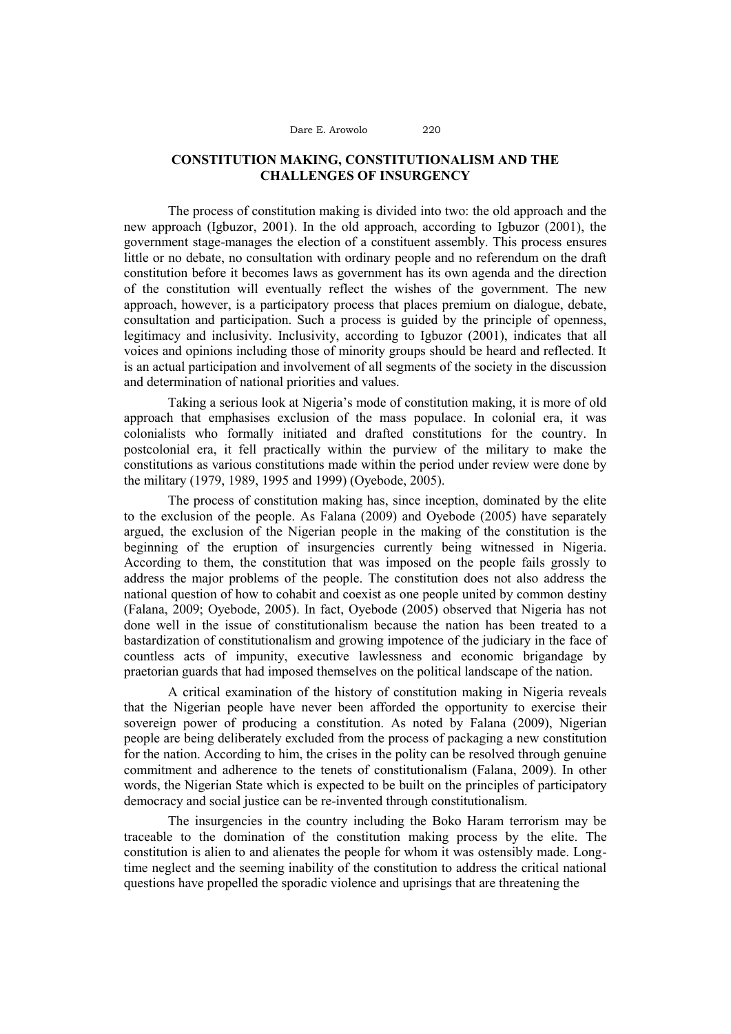## CONSTITUTION MAKING, CONSTITUTIONALISM AND THE CHALLENGES OF INSURGENCY

The process of constitution making is divided into two: the old approach and the new approach (Igbuzor, 2001). In the old approach, according to Igbuzor (2001), the government stage-manages the election of a constituent assembly. This process ensures little or no debate, no consultation with ordinary people and no referendum on the draft constitution before it becomes laws as government has its own agenda and the direction of the constitution will eventually reflect the wishes of the government. The new approach, however, is a participatory process that places premium on dialogue, debate, consultation and participation. Such a process is guided by the principle of openness, legitimacy and inclusivity. Inclusivity, according to Igbuzor (2001), indicates that all voices and opinions including those of minority groups should be heard and reflected. It is an actual participation and involvement of all segments of the society in the discussion and determination of national priorities and values.

Taking a serious look at Nigeria's mode of constitution making, it is more of old approach that emphasises exclusion of the mass populace. In colonial era, it was colonialists who formally initiated and drafted constitutions for the country. In postcolonial era, it fell practically within the purview of the military to make the constitutions as various constitutions made within the period under review were done by the military (1979, 1989, 1995 and 1999) (Oyebode, 2005).

The process of constitution making has, since inception, dominated by the elite to the exclusion of the people. As Falana (2009) and Oyebode (2005) have separately argued, the exclusion of the Nigerian people in the making of the constitution is the beginning of the eruption of insurgencies currently being witnessed in Nigeria. According to them, the constitution that was imposed on the people fails grossly to address the major problems of the people. The constitution does not also address the national question of how to cohabit and coexist as one people united by common destiny (Falana, 2009; Oyebode, 2005). In fact, Oyebode (2005) observed that Nigeria has not done well in the issue of constitutionalism because the nation has been treated to a bastardization of constitutionalism and growing impotence of the judiciary in the face of countless acts of impunity, executive lawlessness and economic brigandage by praetorian guards that had imposed themselves on the political landscape of the nation.

A critical examination of the history of constitution making in Nigeria reveals that the Nigerian people have never been afforded the opportunity to exercise their sovereign power of producing a constitution. As noted by Falana (2009), Nigerian people are being deliberately excluded from the process of packaging a new constitution for the nation. According to him, the crises in the polity can be resolved through genuine commitment and adherence to the tenets of constitutionalism (Falana, 2009). In other words, the Nigerian State which is expected to be built on the principles of participatory democracy and social justice can be re-invented through constitutionalism.

The insurgencies in the country including the Boko Haram terrorism may be traceable to the domination of the constitution making process by the elite. The constitution is alien to and alienates the people for whom it was ostensibly made. Long-time neglect and the seeming inability of the constitution to address the critical national questions have propelled the sporadic violence and uprisings that are threatening the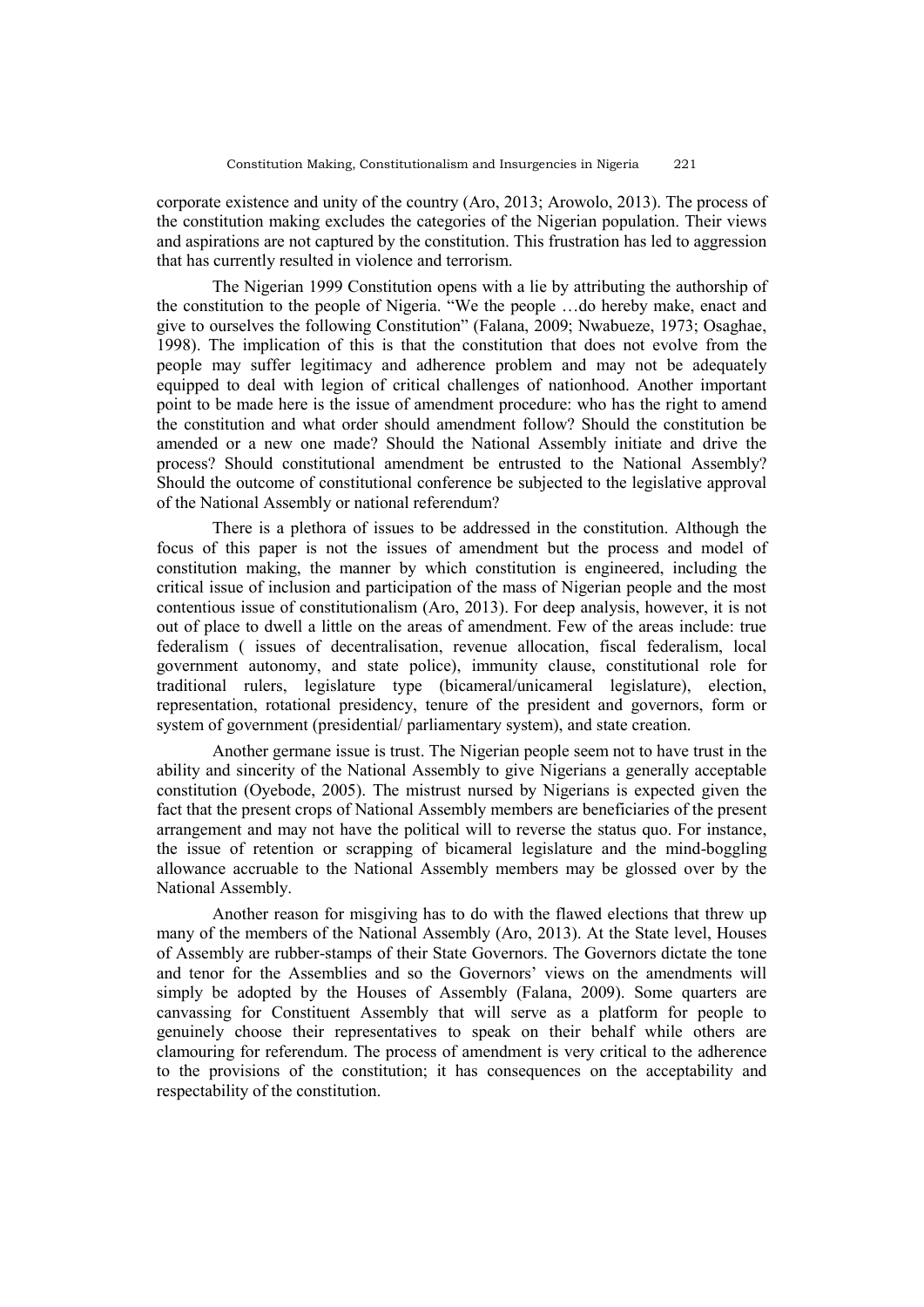corporate existence and unity of the country (Aro, 2013; Arowolo, 2013). The process of the constitution making excludes the categories of the Nigerian population. Their views and aspirations are not captured by the constitution. This frustration has led to aggression that has currently resulted in violence and terrorism.

The Nigerian 1999 Constitution opens with a lie by attributing the authorship of the constitution to the people of Nigeria. "We the people …do hereby make, enact and give to ourselves the following Constitution" (Falana, 2009; Nwabueze, 1973; Osaghae, 1998). The implication of this is that the constitution that does not evolve from the people may suffer legitimacy and adherence problem and may not be adequately equipped to deal with legion of critical challenges of nationhood. Another important point to be made here is the issue of amendment procedure: who has the right to amend the constitution and what order should amendment follow? Should the constitution be amended or a new one made? Should the National Assembly initiate and drive the process? Should constitutional amendment be entrusted to the National Assembly? Should the outcome of constitutional conference be subjected to the legislative approval of the National Assembly or national referendum?

There is a plethora of issues to be addressed in the constitution. Although the focus of this paper is not the issues of amendment but the process and model of constitution making, the manner by which constitution is engineered, including the critical issue of inclusion and participation of the mass of Nigerian people and the most contentious issue of constitutionalism (Aro, 2013). For deep analysis, however, it is not out of place to dwell a little on the areas of amendment. Few of the areas include: true federalism ( issues of decentralisation, revenue allocation, fiscal federalism, local government autonomy, and state police), immunity clause, constitutional role for traditional rulers, legislature type (bicameral/unicameral legislature), election, representation, rotational presidency, tenure of the president and governors, form or system of government (presidential/ parliamentary system), and state creation.

Another germane issue is trust. The Nigerian people seem not to have trust in the ability and sincerity of the National Assembly to give Nigerians a generally acceptable constitution (Oyebode, 2005). The mistrust nursed by Nigerians is expected given the fact that the present crops of National Assembly members are beneficiaries of the present arrangement and may not have the political will to reverse the status quo. For instance, the issue of retention or scrapping of bicameral legislature and the mind-boggling allowance accruable to the National Assembly members may be glossed over by the National Assembly.

Another reason for misgiving has to do with the flawed elections that threw up many of the members of the National Assembly (Aro, 2013). At the State level, Houses of Assembly are rubber-stamps of their State Governors. The Governors dictate the tone and tenor for the Assemblies and so the Governors' views on the amendments will simply be adopted by the Houses of Assembly (Falana, 2009). Some quarters are canvassing for Constituent Assembly that will serve as a platform for people to genuinely choose their representatives to speak on their behalf while others are clamouring for referendum. The process of amendment is very critical to the adherence to the provisions of the constitution; it has consequences on the acceptability and respectability of the constitution.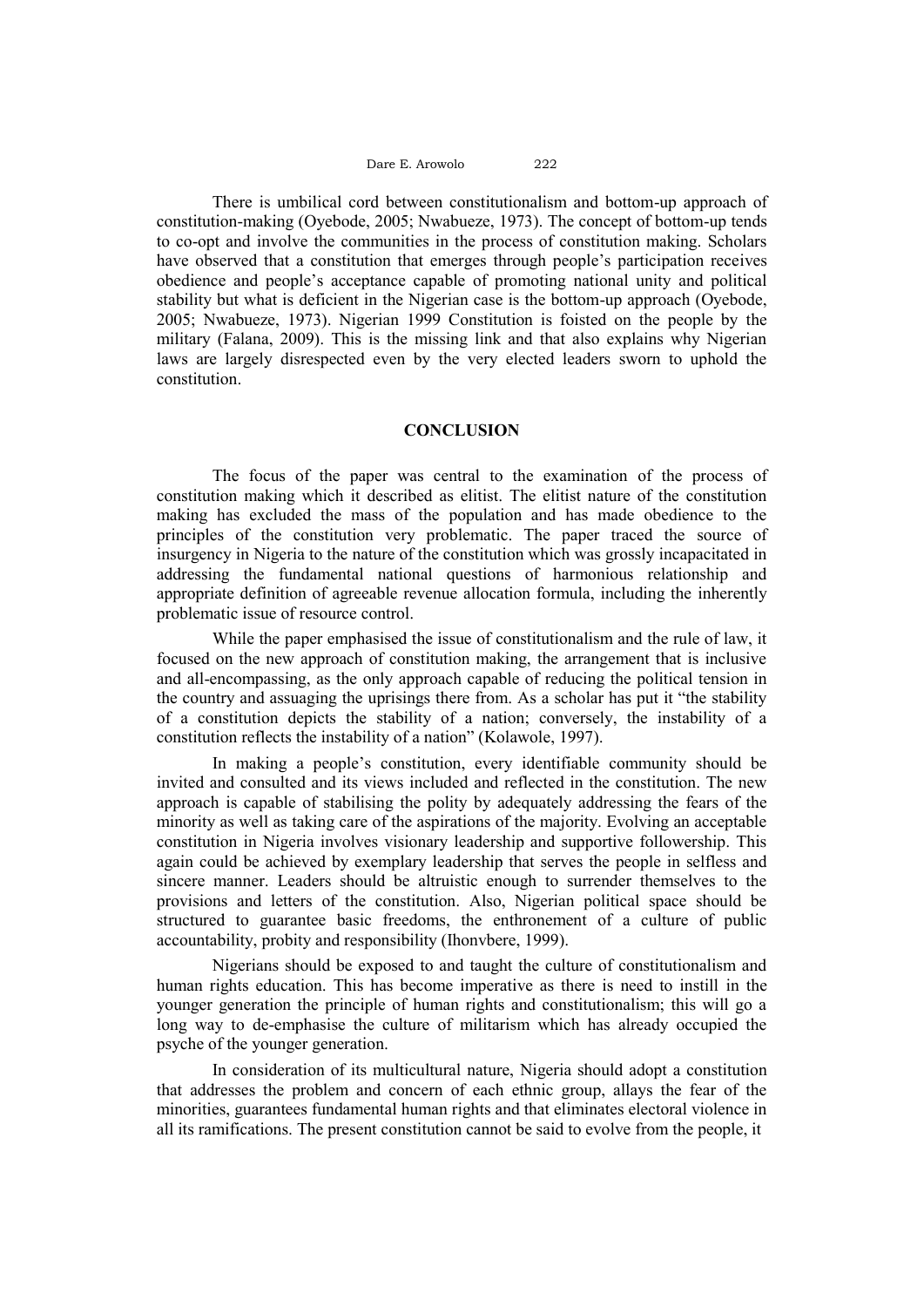There is umbilical cord between constitutionalism and bottom-up approach of constitution-making (Oyebode, 2005; Nwabueze, 1973). The concept of bottom-up tends to co-opt and involve the communities in the process of constitution making. Scholars have observed that a constitution that emerges through people's participation receives obedience and people's acceptance capable of promoting national unity and political stability but what is deficient in the Nigerian case is the bottom-up approach (Oyebode, 2005; Nwabueze, 1973). Nigerian 1999 Constitution is foisted on the people by the military (Falana, 2009). This is the missing link and that also explains why Nigerian laws are largely disrespected even by the very elected leaders sworn to uphold the constitution.

## CONCLUSION

The focus of the paper was central to the examination of the process of constitution making which it described as elitist. The elitist nature of the constitution making has excluded the mass of the population and has made obedience to the principles of the constitution very problematic. The paper traced the source of insurgency in Nigeria to the nature of the constitution which was grossly incapacitated in addressing the fundamental national questions of harmonious relationship and appropriate definition of agreeable revenue allocation formula, including the inherently problematic issue of resource control.

While the paper emphasised the issue of constitutionalism and the rule of law, it focused on the new approach of constitution making, the arrangement that is inclusive and all-encompassing, as the only approach capable of reducing the political tension in the country and assuaging the uprisings there from. As a scholar has put it "the stability of a constitution depicts the stability of a nation; conversely, the instability of a constitution reflects the instability of a nation" (Kolawole, 1997).

In making a people's constitution, every identifiable community should be invited and consulted and its views included and reflected in the constitution. The new approach is capable of stabilising the polity by adequately addressing the fears of the minority as well as taking care of the aspirations of the majority. Evolving an acceptable constitution in Nigeria involves visionary leadership and supportive followership. This again could be achieved by exemplary leadership that serves the people in selfless and sincere manner. Leaders should be altruistic enough to surrender themselves to the provisions and letters of the constitution. Also, Nigerian political space should be structured to guarantee basic freedoms, the enthronement of a culture of public accountability, probity and responsibility (Ihonvbere, 1999).

Nigerians should be exposed to and taught the culture of constitutionalism and human rights education. This has become imperative as there is need to instill in the younger generation the principle of human rights and constitutionalism; this will go a long way to de-emphasise the culture of militarism which has already occupied the psyche of the younger generation.

In consideration of its multicultural nature, Nigeria should adopt a constitution that addresses the problem and concern of each ethnic group, allays the fear of the minorities, guarantees fundamental human rights and that eliminates electoral violence in all its ramifications. The present constitution cannot be said to evolve from the people, it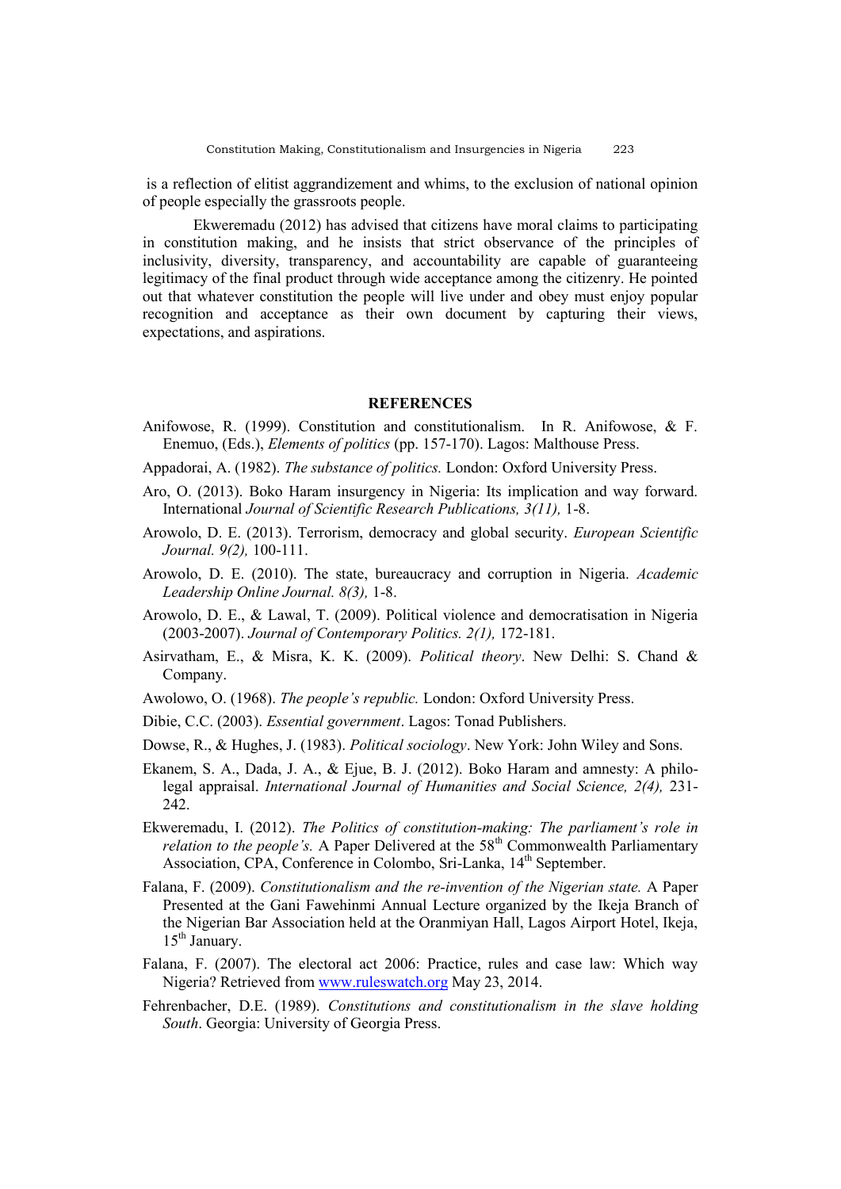is a reflection of elitist aggrandizement and whims, to the exclusion of national opinion of people especially the grassroots people.

Ekweremadu (2012) has advised that citizens have moral claims to participating in constitution making, and he insists that strict observance of the principles of inclusivity, diversity, transparency, and accountability are capable of guaranteeing legitimacy of the final product through wide acceptance among the citizenry. He pointed out that whatever constitution the people will live under and obey must enjoy popular recognition and acceptance as their own document by capturing their views, expectations, and aspirations.

## REFERENCES

Anifowose, R. (1999). Constitution and constitutionalism. In R. Anifowose, & F. Enemuo, (Eds.), *Elements of politics* (pp. 157-170). Lagos: Malthouse Press.

Appadorai, A. (1982). *The substance of politics.* London: Oxford University Press.

Aro, O. (2013). Boko Haram insurgency in Nigeria: Its implication and way forward. International *Journal of Scientific Research Publications, 3(11),* 1-8.

Arowolo, D. E. (2013). Terrorism, democracy and global security. *European Scientific Journal. 9(2),* 100-111.

Arowolo, D. E. (2010). The state, bureaucracy and corruption in Nigeria. *Academic Leadership Online Journal. 8(3),* 1-8.

Arowolo, D. E., & Lawal, T. (2009). Political violence and democratisation in Nigeria (2003-2007). *Journal of Contemporary Politics. 2(1),* 172-181.

Asirvatham, E., & Misra, K. K. (2009). *Political theory*. New Delhi: S. Chand & Company.

Awolowo, O. (1968). *The people's republic.* London: Oxford University Press.

Dibie, C.C. (2003). *Essential government*. Lagos: Tonad Publishers.

Dowse, R., & Hughes, J. (1983). *Political sociology*. New York: John Wiley and Sons.

Ekanem, S. A., Dada, J. A., & Ejue, B. J. (2012). Boko Haram and amnesty: A philo-legal appraisal. *International Journal of Humanities and Social Science, 2(4),* 231-242.

Ekweremadu, I. (2012). *The Politics of constitution-making: The parliament's role in relation to the people's.* A Paper Delivered at the 58th Commonwealth Parliamentary Association, CPA, Conference in Colombo, Sri-Lanka, 14th September.

Falana, F. (2009). *Constitutionalism and the re-invention of the Nigerian state.* A Paper Presented at the Gani Fawehinmi Annual Lecture organized by the Ikeja Branch of the Nigerian Bar Association held at the Oranmiyan Hall, Lagos Airport Hotel, Ikeja, 15th January.

Falana, F. (2007). The electoral act 2006: Practice, rules and case law: Which way Nigeria? Retrieved from www.ruleswatch.org May 23, 2014.

Fehrenbacher, D.E. (1989). *Constitutions and constitutionalism in the slave holding South*. Georgia: University of Georgia Press.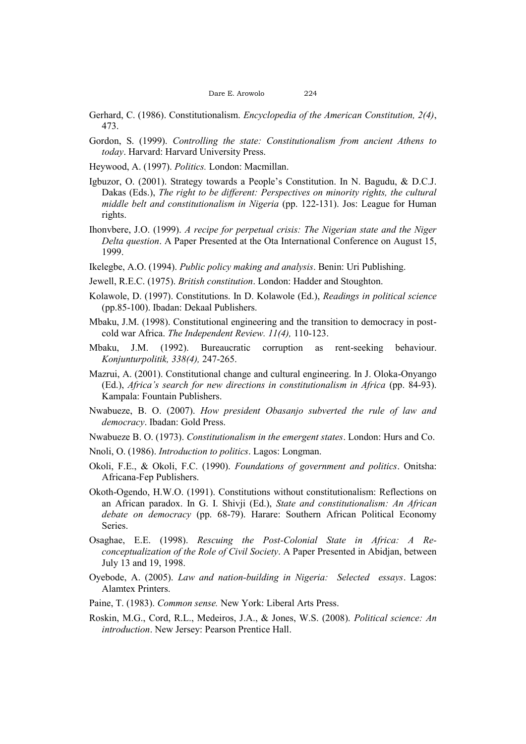Gerhard, C. (1986). Constitutionalism. *Encyclopedia of the American Constitution, 2(4)*, 473.

Gordon, S. (1999). *Controlling the state: Constitutionalism from ancient Athens to today*. Harvard: Harvard University Press.

Heywood, A. (1997). *Politics.* London: Macmillan.

Igbuzor, O. (2001). Strategy towards a People's Constitution. In N. Bagudu, & D.C.J. Dakas (Eds.), *The right to be different: Perspectives on minority rights, the cultural middle belt and constitutionalism in Nigeria* (pp. 122-131). Jos: League for Human rights.

Ihonvbere, J.O. (1999). *A recipe for perpetual crisis: The Nigerian state and the Niger Delta question*. A Paper Presented at the Ota International Conference on August 15, 1999.

Ikelegbe, A.O. (1994). *Public policy making and analysis*. Benin: Uri Publishing.

Jewell, R.E.C. (1975). *British constitution*. London: Hadder and Stoughton.

Kolawole, D. (1997). Constitutions. In D. Kolawole (Ed.), *Readings in political science* (pp.85-100). Ibadan: Dekaal Publishers.

Mbaku, J.M. (1998). Constitutional engineering and the transition to democracy in post-cold war Africa. *The Independent Review. 11(4),* 110-123.

Mbaku, J.M. (1992). Bureaucratic corruption as rent-seeking behaviour. *Konjunturpolitik, 338(4),* 247-265.

Mazrui, A. (2001). Constitutional change and cultural engineering. In J. Oloka-Onyango (Ed.), *Africa's search for new directions in constitutionalism in Africa* (pp. 84-93). Kampala: Fountain Publishers.

Nwabueze, B. O. (2007). *How president Obasanjo subverted the rule of law and democracy*. Ibadan: Gold Press.

Nwabueze B. O. (1973). *Constitutionalism in the emergent states*. London: Hurs and Co.

Nnoli, O. (1986). *Introduction to politics*. Lagos: Longman.

Okoli, F.E., & Okoli, F.C. (1990). *Foundations of government and politics*. Onitsha: Africana-Fep Publishers.

Okoth-Ogendo, H.W.O. (1991). Constitutions without constitutionalism: Reflections on an African paradox. In G. I. Shivji (Ed.), *State and constitutionalism: An African debate on democracy* (pp. 68-79). Harare: Southern African Political Economy Series.

Osaghae, E.E. (1998). *Rescuing the Post-Colonial State in Africa: A Re-conceptualization of the Role of Civil Society*. A Paper Presented in Abidjan, between July 13 and 19, 1998.

Oyebode, A. (2005). *Law and nation-building in Nigeria: Selected essays*. Lagos: Alamtex Printers.

Paine, T. (1983). *Common sense.* New York: Liberal Arts Press.

Roskin, M.G., Cord, R.L., Medeiros, J.A., & Jones, W.S. (2008). *Political science: An introduction*. New Jersey: Pearson Prentice Hall.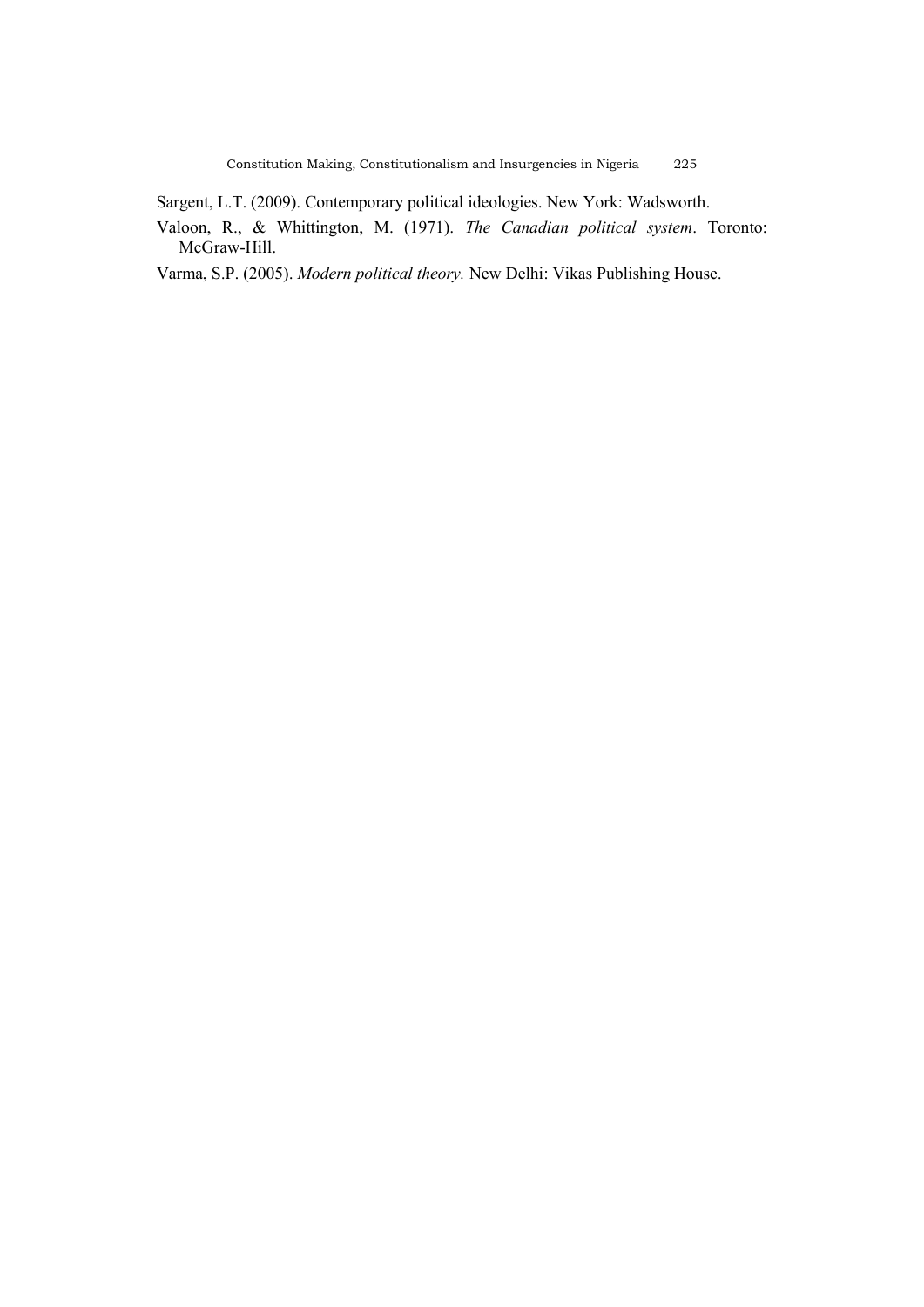Sargent, L.T. (2009). Contemporary political ideologies. New York: Wadsworth.

Valoon, R., & Whittington, M. (1971). *The Canadian political system*. Toronto: McGraw-Hill.

Varma, S.P. (2005). *Modern political theory.* New Delhi: Vikas Publishing House.